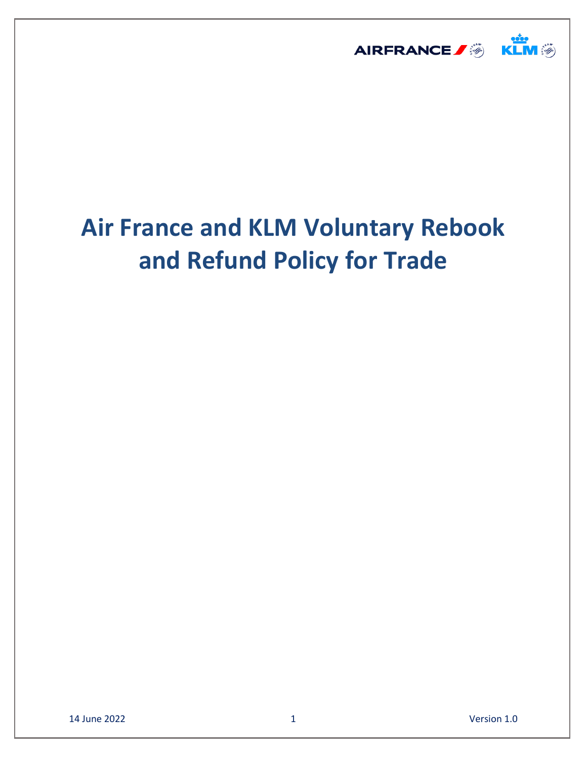# Air France and KLM Voluntary Rebook and Refund Policy for Trade

14 June 2022

Version 1.0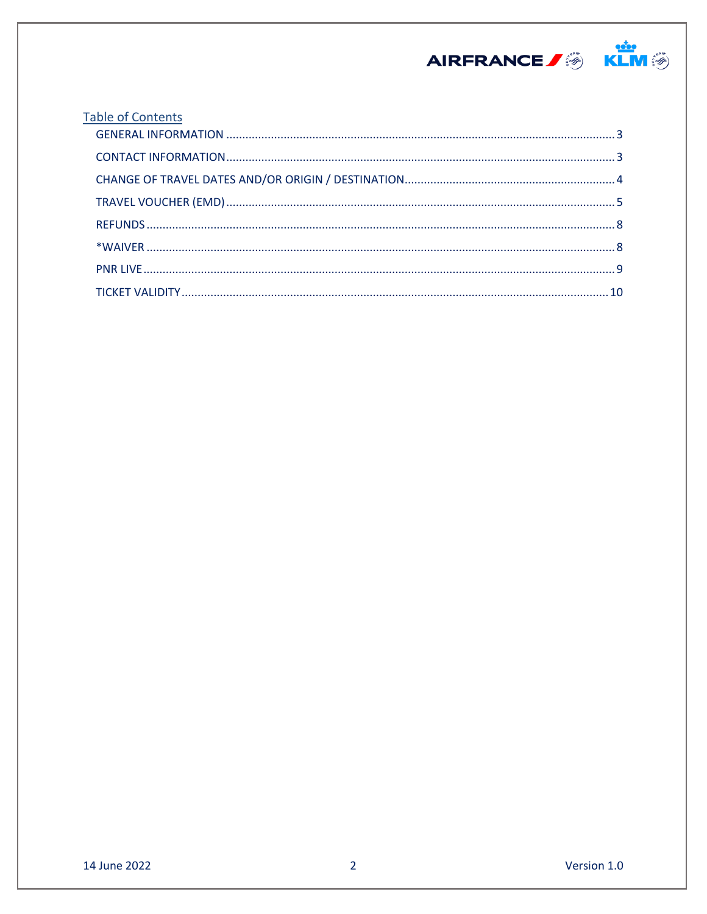## Table of Contents

- GENERAL INFORMATION ........ 3
- CONTACT INFORMATION ........ 3
- CHANGE OF TRAVEL DATES AND/OR ORIGIN / DESTINATION ........ 4
- TRAVEL VOUCHER (EMD) ........ 5
- REFUNDS ........ 8
- *WAIVER ........ 8
- PNR LIVE ........ 9
- TICKET VALIDITY ........ 10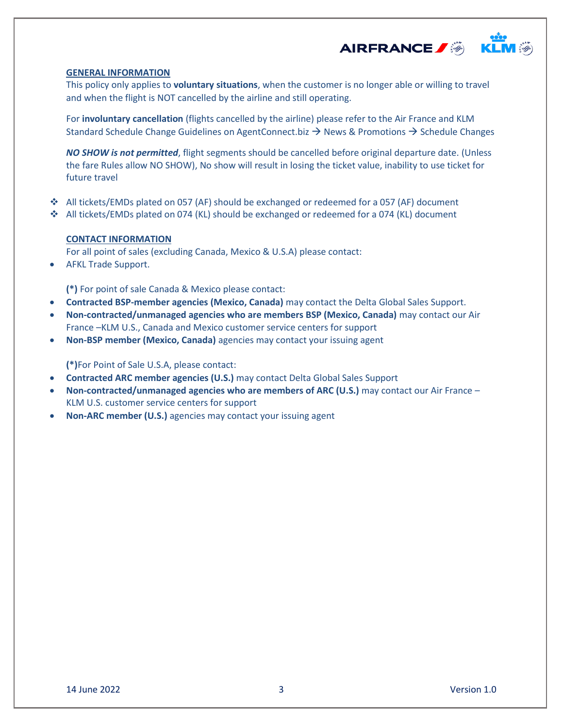## GENERAL INFORMATION

This policy only applies to **voluntary situations**, when the customer is no longer able or willing to travel and when the flight is NOT cancelled by the airline and still operating.

For **involuntary cancellation** (flights cancelled by the airline) please refer to the Air France and KLM Standard Schedule Change Guidelines on AgentConnect.biz → News & Promotions → Schedule Changes

***NO SHOW is not permitted***, flight segments should be cancelled before original departure date. (Unless the fare Rules allow NO SHOW), No show will result in losing the ticket value, inability to use ticket for future travel

- All tickets/EMDs plated on 057 (AF) should be exchanged or redeemed for a 057 (AF) document
- All tickets/EMDs plated on 074 (KL) should be exchanged or redeemed for a 074 (KL) document

## CONTACT INFORMATION

For all point of sales (excluding Canada, Mexico & U.S.A) please contact:

- AFKL Trade Support.

**(*)** For point of sale Canada & Mexico please contact:

- **Contracted BSP-member agencies (Mexico, Canada)** may contact the Delta Global Sales Support.
- **Non-contracted/unmanaged agencies who are members BSP (Mexico, Canada)** may contact our Air France –KLM U.S., Canada and Mexico customer service centers for support
- **Non-BSP member (Mexico, Canada)** agencies may contact your issuing agent

**(*)**For Point of Sale U.S.A, please contact:

- **Contracted ARC member agencies (U.S.)** may contact Delta Global Sales Support
- **Non-contracted/unmanaged agencies who are members of ARC (U.S.)** may contact our Air France – KLM U.S. customer service centers for support
- **Non-ARC member (U.S.)** agencies may contact your issuing agent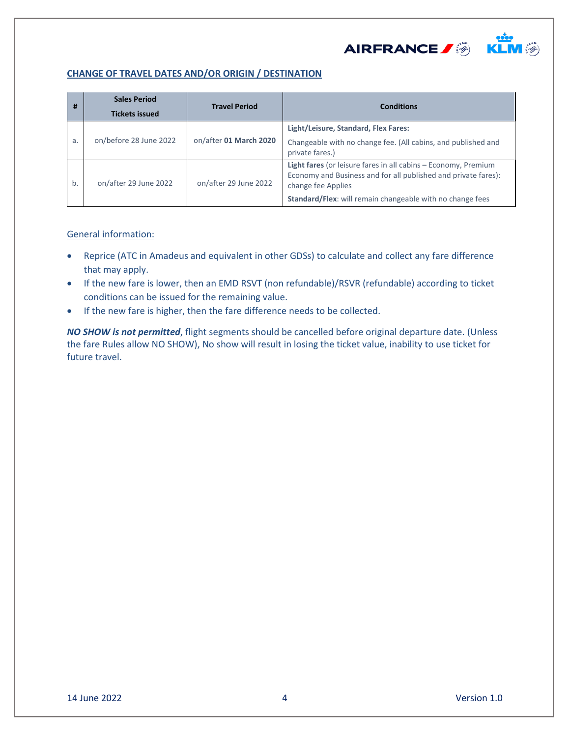## CHANGE OF TRAVEL DATES AND/OR ORIGIN / DESTINATION

| # | Sales Period<br>Tickets issued | Travel Period | Conditions |
|---|---|---|---|
| a. | on/before 28 June 2022 | on/after **01 March 2020** | **Light/Leisure, Standard, Flex Fares:**<br>Changeable with no change fee. (All cabins, and published and private fares.) |
| b. | on/after 29 June 2022 | on/after 29 June 2022 | **Light fares** (or leisure fares in all cabins – Economy, Premium Economy and Business and for all published and private fares): change fee Applies<br>**Standard/Flex**: will remain changeable with no change fees |

General information:

- Reprice (ATC in Amadeus and equivalent in other GDSs) to calculate and collect any fare difference that may apply.
- If the new fare is lower, then an EMD RSVT (non refundable)/RSVR (refundable) according to ticket conditions can be issued for the remaining value.
- If the new fare is higher, then the fare difference needs to be collected.

***NO SHOW is not permitted***, flight segments should be cancelled before original departure date. (Unless the fare Rules allow NO SHOW), No show will result in losing the ticket value, inability to use ticket for future travel.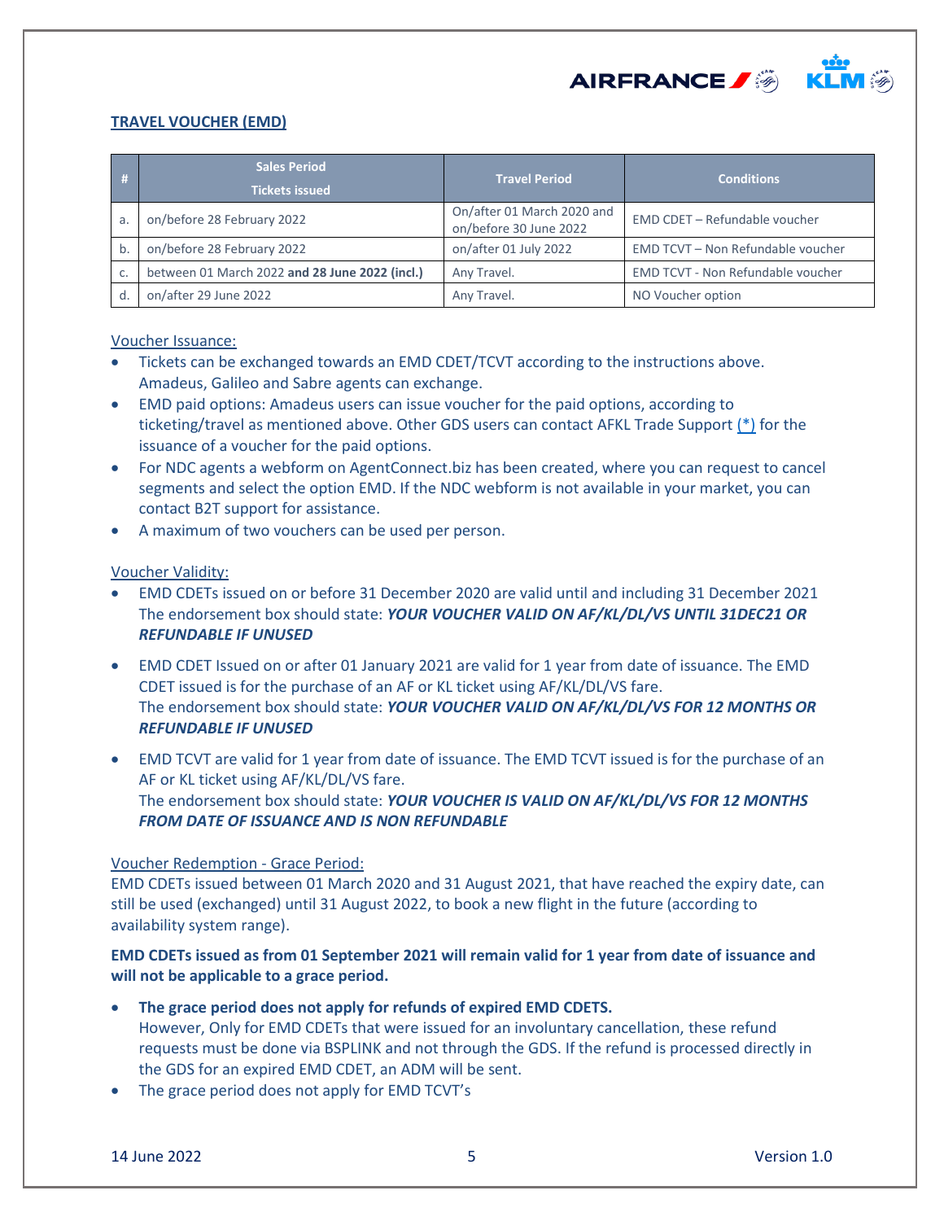## TRAVEL VOUCHER (EMD)

| # | Sales Period<br>Tickets issued | Travel Period | Conditions |
|---|---|---|---|
| a. | on/before 28 February 2022 | On/after 01 March 2020 and on/before 30 June 2022 | EMD CDET – Refundable voucher |
| b. | on/before 28 February 2022 | on/after 01 July 2022 | EMD TCVT – Non Refundable voucher |
| c. | between 01 March 2022 **and 28 June 2022 (incl.)** | Any Travel. | EMD TCVT - Non Refundable voucher |
| d. | on/after 29 June 2022 | Any Travel. | NO Voucher option |

Voucher Issuance:

- Tickets can be exchanged towards an EMD CDET/TCVT according to the instructions above. Amadeus, Galileo and Sabre agents can exchange.
- EMD paid options: Amadeus users can issue voucher for the paid options, according to ticketing/travel as mentioned above. Other GDS users can contact AFKL Trade Support (*) for the issuance of a voucher for the paid options.
- For NDC agents a webform on AgentConnect.biz has been created, where you can request to cancel segments and select the option EMD. If the NDC webform is not available in your market, you can contact B2T support for assistance.
- A maximum of two vouchers can be used per person.

Voucher Validity:

- EMD CDETs issued on or before 31 December 2020 are valid until and including 31 December 2021 The endorsement box should state: ***YOUR VOUCHER VALID ON AF/KL/DL/VS UNTIL 31DEC21 OR REFUNDABLE IF UNUSED***
- EMD CDET Issued on or after 01 January 2021 are valid for 1 year from date of issuance. The EMD CDET issued is for the purchase of an AF or KL ticket using AF/KL/DL/VS fare. The endorsement box should state: ***YOUR VOUCHER VALID ON AF/KL/DL/VS FOR 12 MONTHS OR REFUNDABLE IF UNUSED***
- EMD TCVT are valid for 1 year from date of issuance. The EMD TCVT issued is for the purchase of an AF or KL ticket using AF/KL/DL/VS fare. The endorsement box should state: ***YOUR VOUCHER IS VALID ON AF/KL/DL/VS FOR 12 MONTHS FROM DATE OF ISSUANCE AND IS NON REFUNDABLE***

Voucher Redemption - Grace Period:

EMD CDETs issued between 01 March 2020 and 31 August 2021, that have reached the expiry date, can still be used (exchanged) until 31 August 2022, to book a new flight in the future (according to availability system range).

**EMD CDETs issued as from 01 September 2021 will remain valid for 1 year from date of issuance and will not be applicable to a grace period.**

- **The grace period does not apply for refunds of expired EMD CDETS.** However, Only for EMD CDETs that were issued for an involuntary cancellation, these refund requests must be done via BSPLINK and not through the GDS. If the refund is processed directly in the GDS for an expired EMD CDET, an ADM will be sent.
- The grace period does not apply for EMD TCVT's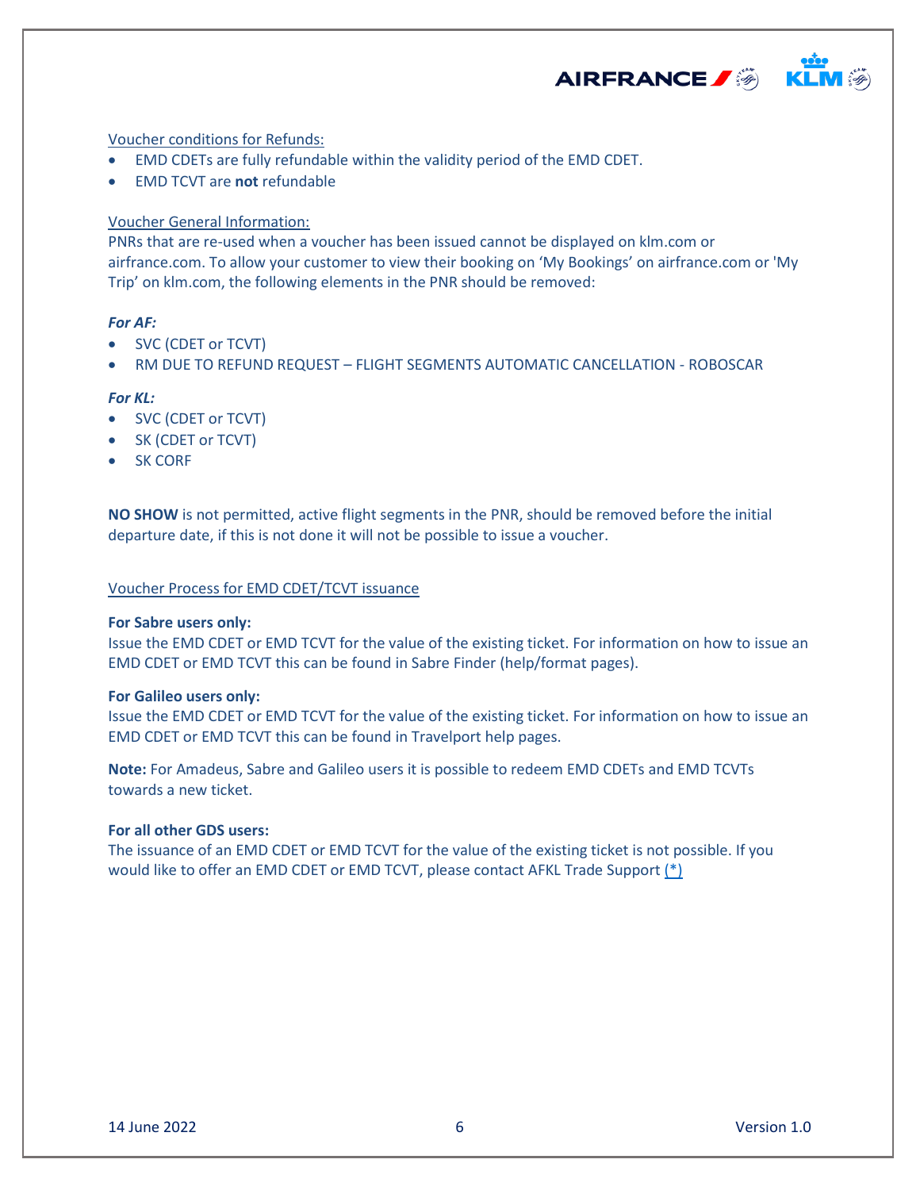Voucher conditions for Refunds:

- EMD CDETs are fully refundable within the validity period of the EMD CDET.
- EMD TCVT are **not** refundable

Voucher General Information:

PNRs that are re-used when a voucher has been issued cannot be displayed on klm.com or airfrance.com. To allow your customer to view their booking on 'My Bookings' on airfrance.com or 'My Trip' on klm.com, the following elements in the PNR should be removed:

***For AF:***

- SVC (CDET or TCVT)
- RM DUE TO REFUND REQUEST – FLIGHT SEGMENTS AUTOMATIC CANCELLATION - ROBOSCAR

***For KL:***

- SVC (CDET or TCVT)
- SK (CDET or TCVT)
- SK CORF

**NO SHOW** is not permitted, active flight segments in the PNR, should be removed before the initial departure date, if this is not done it will not be possible to issue a voucher.

Voucher Process for EMD CDET/TCVT issuance

**For Sabre users only:**

Issue the EMD CDET or EMD TCVT for the value of the existing ticket. For information on how to issue an EMD CDET or EMD TCVT this can be found in Sabre Finder (help/format pages).

**For Galileo users only:**

Issue the EMD CDET or EMD TCVT for the value of the existing ticket. For information on how to issue an EMD CDET or EMD TCVT this can be found in Travelport help pages.

**Note:** For Amadeus, Sabre and Galileo users it is possible to redeem EMD CDETs and EMD TCVTs towards a new ticket.

**For all other GDS users:**

The issuance of an EMD CDET or EMD TCVT for the value of the existing ticket is not possible. If you would like to offer an EMD CDET or EMD TCVT, please contact AFKL Trade Support (*)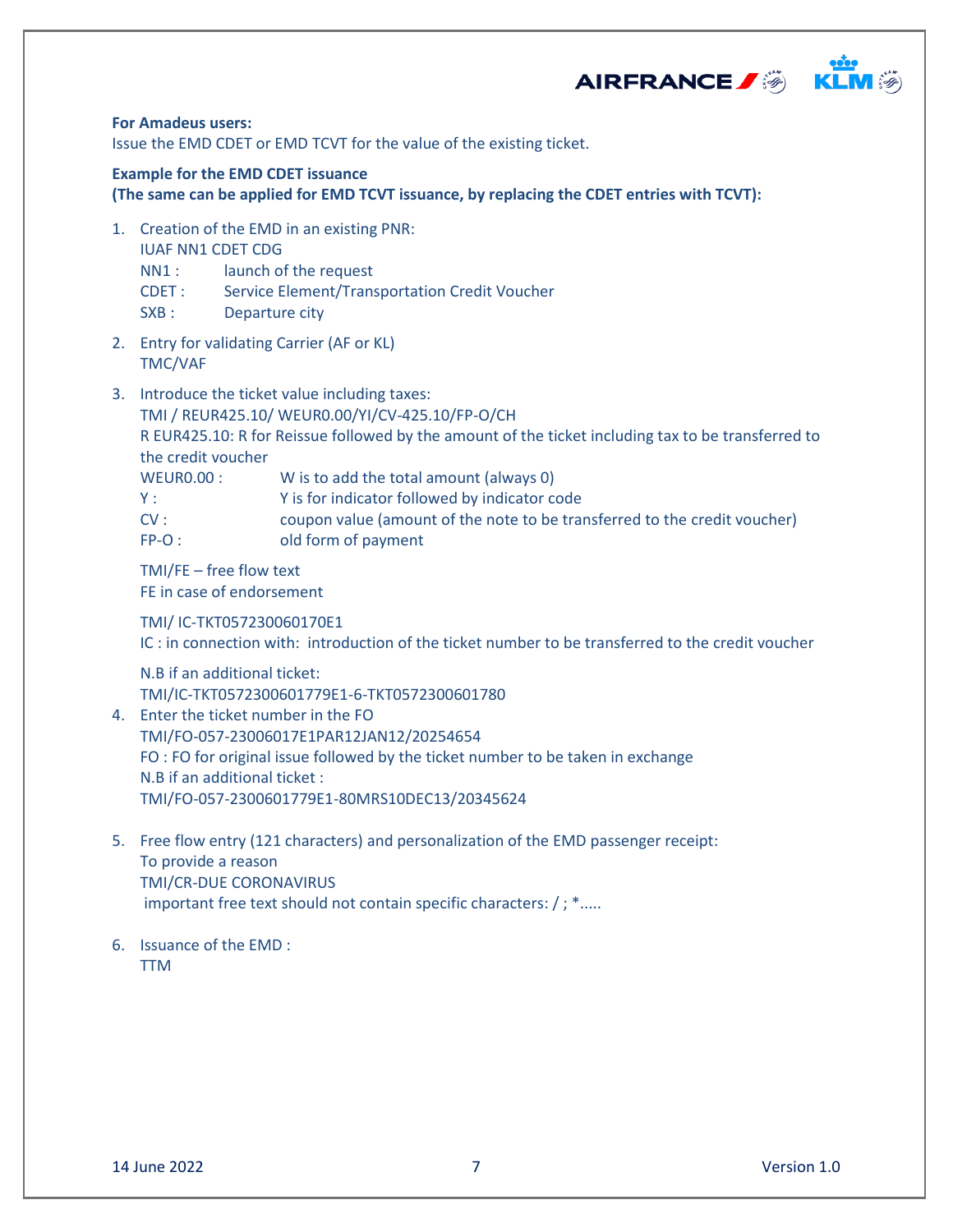**For Amadeus users:**
Issue the EMD CDET or EMD TCVT for the value of the existing ticket.

**Example for the EMD CDET issuance**
**(The same can be applied for EMD TCVT issuance, by replacing the CDET entries with TCVT):**

1. Creation of the EMD in an existing PNR:
   IUAF NN1 CDET CDG
   NN1 : launch of the request
   CDET : Service Element/Transportation Credit Voucher
   SXB : Departure city

2. Entry for validating Carrier (AF or KL)
   TMC/VAF

3. Introduce the ticket value including taxes:
   TMI / REUR425.10/ WEUR0.00/YI/CV-425.10/FP-O/CH
   R EUR425.10: R for Reissue followed by the amount of the ticket including tax to be transferred to the credit voucher
   WEUR0.00 : W is to add the total amount (always 0)
   Y : Y is for indicator followed by indicator code
   CV : coupon value (amount of the note to be transferred to the credit voucher)
   FP-O : old form of payment

   TMI/FE – free flow text
   FE in case of endorsement

   TMI/ IC-TKT057230060170E1
   IC : in connection with: introduction of the ticket number to be transferred to the credit voucher

   N.B if an additional ticket:
   TMI/IC-TKT0572300601779E1-6-TKT0572300601780
4. Enter the ticket number in the FO
   TMI/FO-057-23006017E1PAR12JAN12/20254654
   FO : FO for original issue followed by the ticket number to be taken in exchange
   N.B if an additional ticket :
   TMI/FO-057-2300601779E1-80MRS10DEC13/20345624

5. Free flow entry (121 characters) and personalization of the EMD passenger receipt:
   To provide a reason
   TMI/CR-DUE CORONAVIRUS
   important free text should not contain specific characters: / ; *.....

6. Issuance of the EMD :
   TTM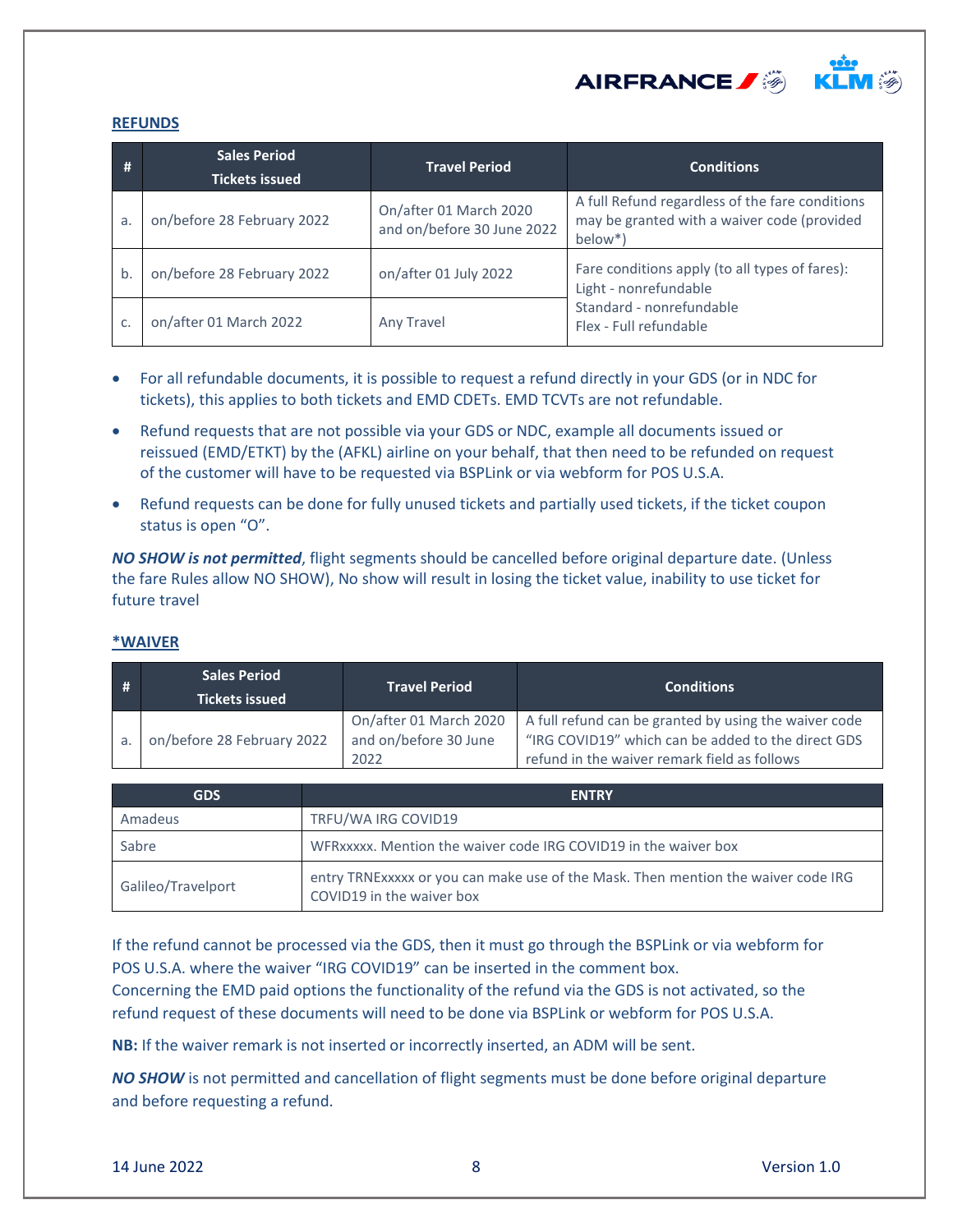## REFUNDS

| # | Sales Period Tickets issued | Travel Period | Conditions |
|---|---|---|---|
| a. | on/before 28 February 2022 | On/after 01 March 2020 and on/before 30 June 2022 | A full Refund regardless of the fare conditions may be granted with a waiver code (provided below*) |
| b. | on/before 28 February 2022 | on/after 01 July 2022 | Fare conditions apply (to all types of fares): Light - nonrefundable Standard - nonrefundable Flex - Full refundable |
| c. | on/after 01 March 2022 | Any Travel | |

- For all refundable documents, it is possible to request a refund directly in your GDS (or in NDC for tickets), this applies to both tickets and EMD CDETs. EMD TCVTs are not refundable.
- Refund requests that are not possible via your GDS or NDC, example all documents issued or reissued (EMD/ETKT) by the (AFKL) airline on your behalf, that then need to be refunded on request of the customer will have to be requested via BSPLink or via webform for POS U.S.A.
- Refund requests can be done for fully unused tickets and partially used tickets, if the ticket coupon status is open "O".

***NO SHOW is not permitted***, flight segments should be cancelled before original departure date. (Unless the fare Rules allow NO SHOW), No show will result in losing the ticket value, inability to use ticket for future travel

## *WAIVER

| # | Sales Period Tickets issued | Travel Period | Conditions |
|---|---|---|---|
| a. | on/before 28 February 2022 | On/after 01 March 2020 and on/before 30 June 2022 | A full refund can be granted by using the waiver code "IRG COVID19" which can be added to the direct GDS refund in the waiver remark field as follows |

| GDS | ENTRY |
|---|---|
| Amadeus | TRFU/WA IRG COVID19 |
| Sabre | WFRxxxxx. Mention the waiver code IRG COVID19 in the waiver box |
| Galileo/Travelport | entry TRNExxxxx or you can make use of the Mask. Then mention the waiver code IRG COVID19 in the waiver box |

If the refund cannot be processed via the GDS, then it must go through the BSPLink or via webform for POS U.S.A. where the waiver "IRG COVID19" can be inserted in the comment box.
Concerning the EMD paid options the functionality of the refund via the GDS is not activated, so the refund request of these documents will need to be done via BSPLink or webform for POS U.S.A.

**NB:** If the waiver remark is not inserted or incorrectly inserted, an ADM will be sent.

***NO SHOW*** is not permitted and cancellation of flight segments must be done before original departure and before requesting a refund.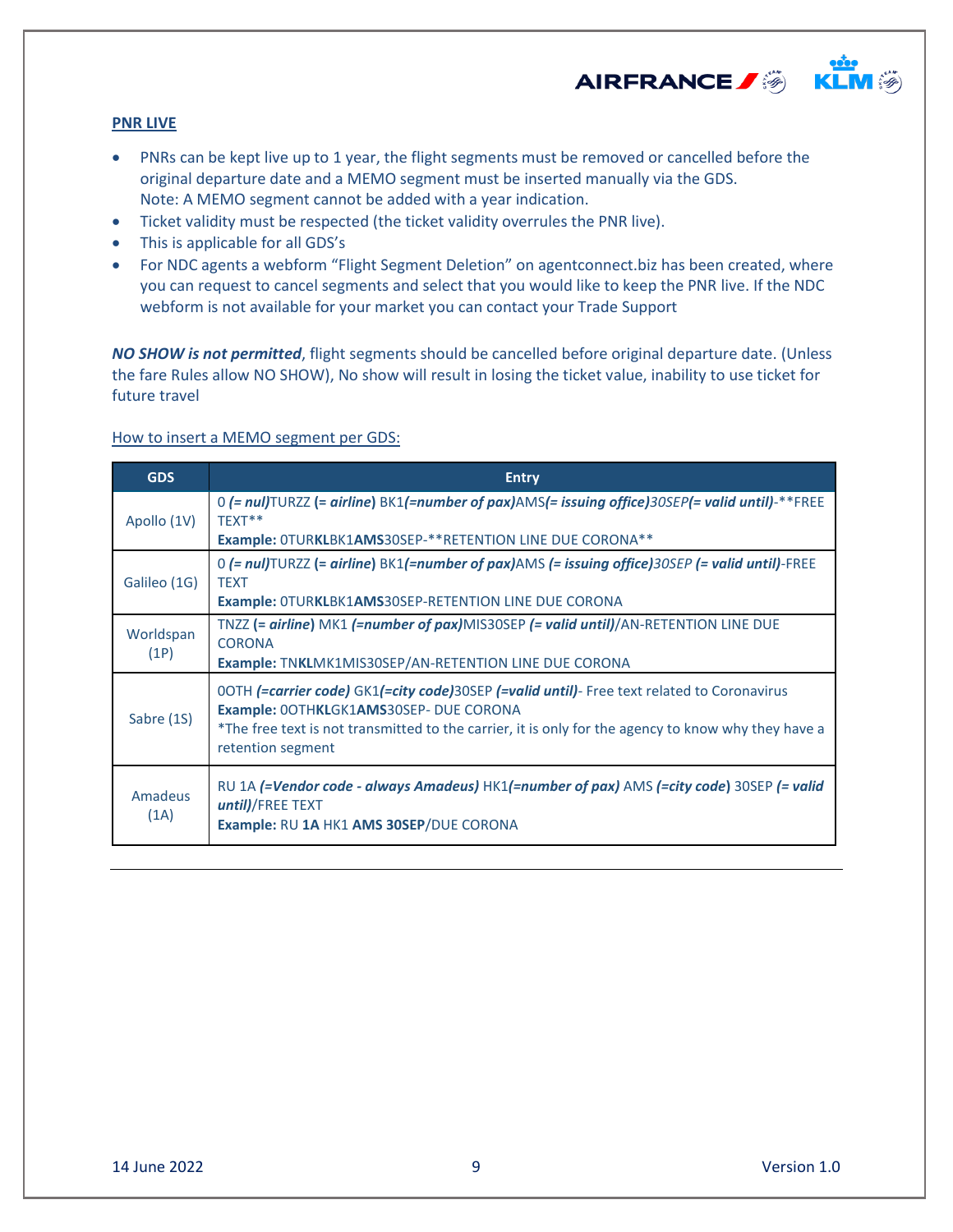**PNR LIVE**

- PNRs can be kept live up to 1 year, the flight segments must be removed or cancelled before the original departure date and a MEMO segment must be inserted manually via the GDS.
  Note: A MEMO segment cannot be added with a year indication.
- Ticket validity must be respected (the ticket validity overrules the PNR live).
- This is applicable for all GDS's
- For NDC agents a webform "Flight Segment Deletion" on agentconnect.biz has been created, where you can request to cancel segments and select that you would like to keep the PNR live. If the NDC webform is not available for your market you can contact your Trade Support

***NO SHOW is not permitted***, flight segments should be cancelled before original departure date. (Unless the fare Rules allow NO SHOW), No show will result in losing the ticket value, inability to use ticket for future travel

How to insert a MEMO segment per GDS:

| GDS | Entry |
|---|---|
| Apollo (1V) | 0 ***(= nul)***TURZZ **(= *airline*)** BK1***(=number of pax)***AMS***(= issuing office)****30SEP****(= valid until)***-**FREE TEXT**<br>**Example:** 0TUR**KL**BK1**AMS**30SEP-**RETENTION LINE DUE CORONA** |
| Galileo (1G) | 0 ***(= nul)***TURZZ **(= *airline*)** BK1***(=number of pax)***AMS ***(= issuing office)*** *30SEP* ***(= valid until)***-FREE TEXT<br>**Example:** 0TUR**KL**BK1**AMS**30SEP-RETENTION LINE DUE CORONA |
| Worldspan (1P) | TNZZ **(= *airline*)** MK1 ***(=number of pax)***MIS30SEP ***(= valid until)***/AN-RETENTION LINE DUE CORONA<br>**Example:** TN**KL**MK1MIS30SEP/AN-RETENTION LINE DUE CORONA |
| Sabre (1S) | 0OTH ***(=carrier code)*** GK1***(=city code)***30SEP ***(=valid until)***- Free text related to Coronavirus<br>**Example:** 0OTH**KL**GK1**AMS**30SEP- DUE CORONA<br>*The free text is not transmitted to the carrier, it is only for the agency to know why they have a retention segment |
| Amadeus (1A) | RU 1A ***(=Vendor code - always Amadeus)*** HK1***(=number of pax)*** AMS **(*=city code*)** 30SEP ***(= valid until)***/FREE TEXT<br>**Example:** RU **1A** HK1 **AMS 30SEP**/DUE CORONA |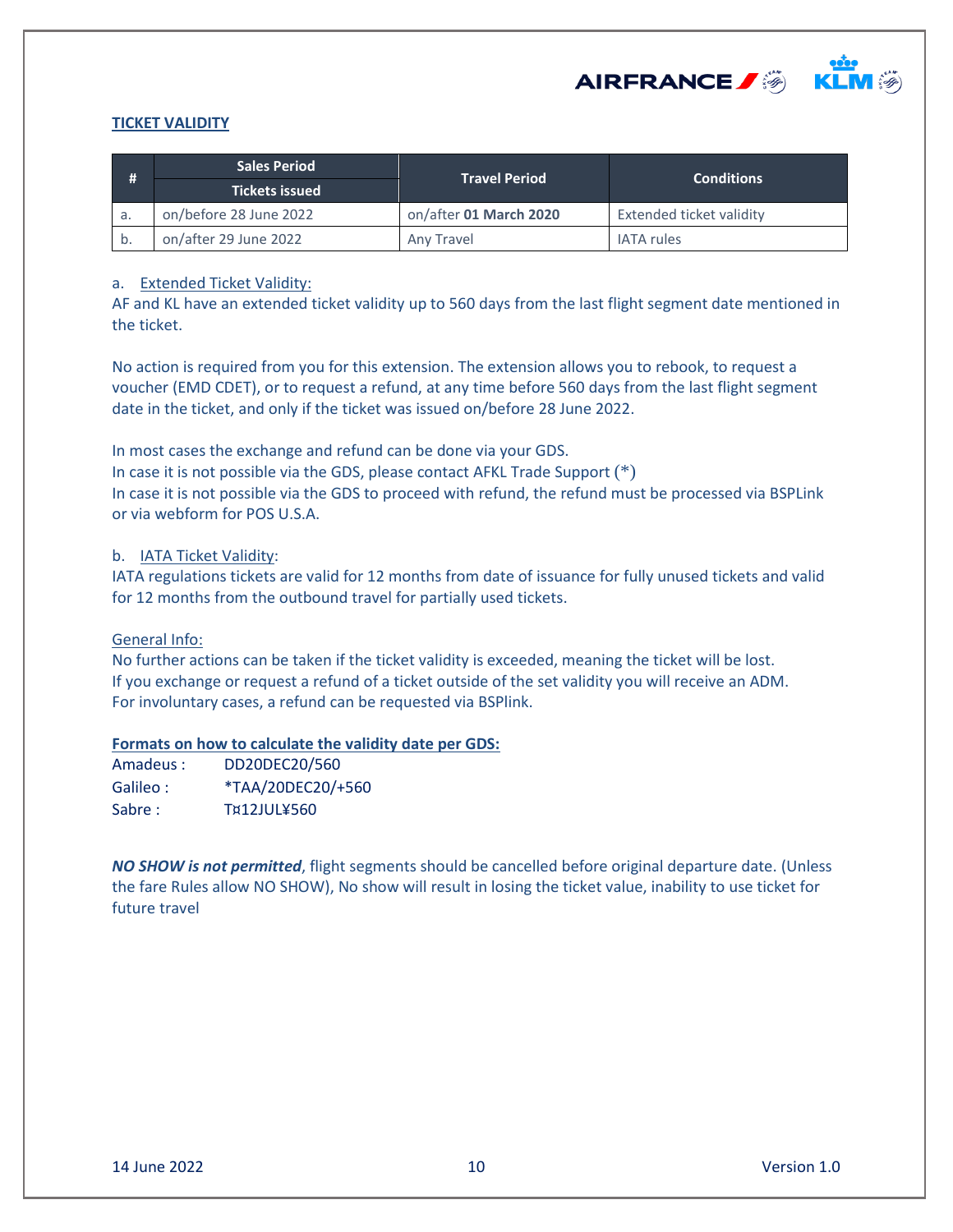## TICKET VALIDITY

| # | Sales Period | Travel Period | Conditions |
|---|---|---|---|
| | Tickets issued | | |
| a. | on/before 28 June 2022 | on/after **01 March 2020** | Extended ticket validity |
| b. | on/after 29 June 2022 | Any Travel | IATA rules |

a. Extended Ticket Validity:

AF and KL have an extended ticket validity up to 560 days from the last flight segment date mentioned in the ticket.

No action is required from you for this extension. The extension allows you to rebook, to request a voucher (EMD CDET), or to request a refund, at any time before 560 days from the last flight segment date in the ticket, and only if the ticket was issued on/before 28 June 2022.

In most cases the exchange and refund can be done via your GDS.
In case it is not possible via the GDS, please contact AFKL Trade Support (*)
In case it is not possible via the GDS to proceed with refund, the refund must be processed via BSPLink or via webform for POS U.S.A.

b. IATA Ticket Validity:

IATA regulations tickets are valid for 12 months from date of issuance for fully unused tickets and valid for 12 months from the outbound travel for partially used tickets.

General Info:

No further actions can be taken if the ticket validity is exceeded, meaning the ticket will be lost.
If you exchange or request a refund of a ticket outside of the set validity you will receive an ADM.
For involuntary cases, a refund can be requested via BSPlink.

**Formats on how to calculate the validity date per GDS:**

| | |
|---|---|
| Amadeus : | DD20DEC20/560 |
| Galileo : | *TAA/20DEC20/+560 |
| Sabre : | T¤12JUL¥560 |

***NO SHOW is not permitted***, flight segments should be cancelled before original departure date. (Unless the fare Rules allow NO SHOW), No show will result in losing the ticket value, inability to use ticket for future travel